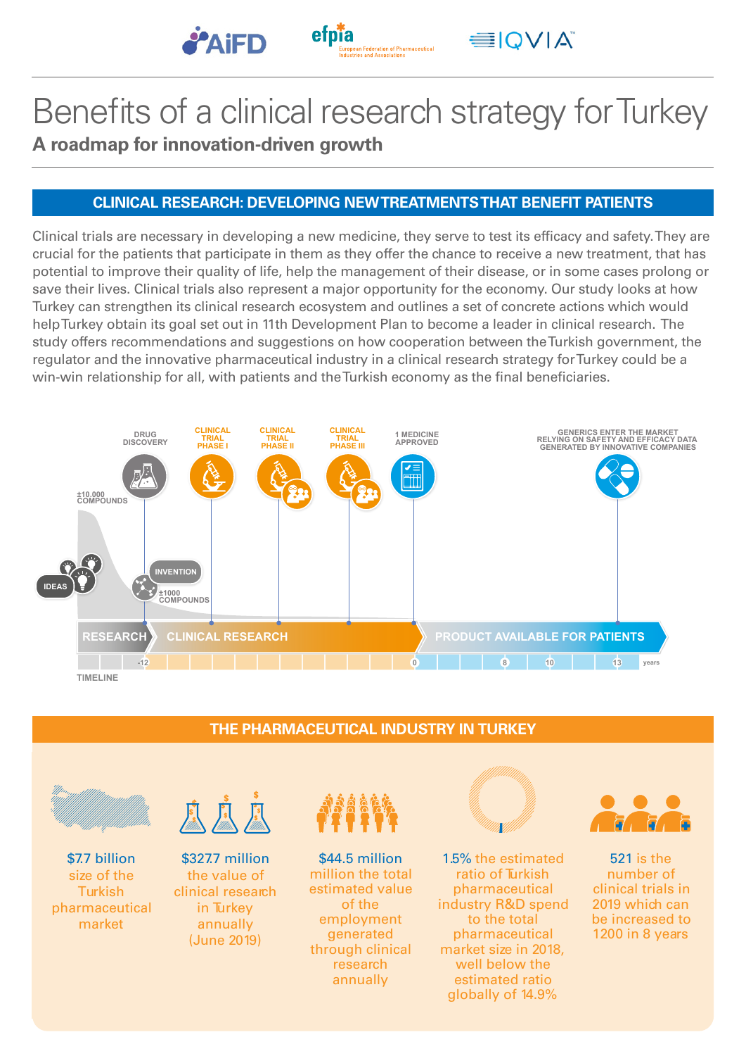# Benefits of a clinical research strategy for Turkey

## A roadmap for innovation-driven growth

### CLINICAL RESEARCH: DEVELOPING NEW TREATMENTS THAT BENEFIT PATIENTS

Clinical trials are necessary in developing a new medicine, they serve to test its efficacy and safety. They are crucial for the patients that participate in them as they offer the chance to receive a new treatment, that has potential to improve their quality of life, help the management of their disease, or in some cases prolong or save their lives. Clinical trials also represent a major opportunity for the economy. Our study looks at how Turkey can strengthen its clinical research ecosystem and outlines a set of concrete actions which would help Turkey obtain its goal set out in 11th Development Plan to become a leader in clinical research. The study offers recommendations and suggestions on how cooperation between the Turkish government, the regulator and the innovative pharmaceutical industry in a clinical research strategy for Turkey could be a win-win relationship for all, with patients and the Turkish economy as the final beneficiaries.

IDEAS

±10.000 COMPOUNDS

DRUG DISCOVERY

INVENTION

±1000 COMPOUNDS

CLINICAL TRIAL PHASE I

CLINICAL TRIAL PHASE II

CLINICAL TRIAL PHASE III

1 MEDICINE APPROVED

GENERICS ENTER THE MARKET RELYING ON SAFETY AND EFFICACY DATA GENERATED BY INNOVATIVE COMPANIES

RESEARCH | CLINICAL RESEARCH | PRODUCT AVAILABLE FOR PATIENTS

TIMELINE: -12, 0, 8, 10, 13 years

### THE PHARMACEUTICAL INDUSTRY IN TURKEY

- **$7.7 billion** size of the Turkish pharmaceutical market
- **$327.7 million** the value of clinical research in Turkey annually (June 2019)
- **$44.5 million** million the total estimated value of the employment generated through clinical research annually
- **1.5%** the estimated ratio of Turkish pharmaceutical industry R&D spend to the total pharmaceutical market size in 2018, well below the estimated ratio globally of 14.9%
- **521** is the number of clinical trials in 2019 which can be increased to 1200 in 8 years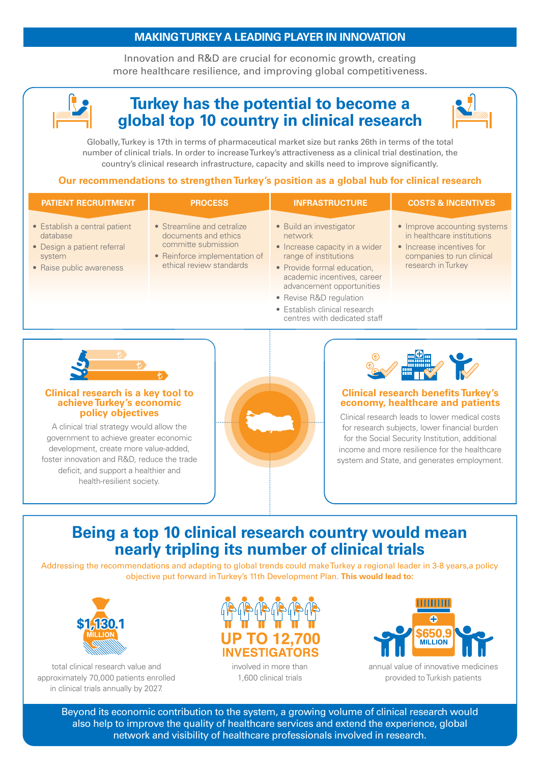# MAKING TURKEY A LEADING PLAYER IN INNOVATION

Innovation and R&D are crucial for economic growth, creating more healthcare resilience, and improving global competitiveness.

## Turkey has the potential to become a global top 10 country in clinical research

Globally, Turkey is 17th in terms of pharmaceutical market size but ranks 26th in terms of the total number of clinical trials. In order to increase Turkey's attractiveness as a clinical trial destination, the country's clinical research infrastructure, capacity and skills need to improve significantly.

### Our recommendations to strengthen Turkey's position as a global hub for clinical research

**PATIENT RECRUITMENT**

- Establish a central patient database
- Design a patient referral system
- Raise public awareness

**PROCESS**

- Streamline and cetralize documents and ethics committe submission
- Reinforce implementation of ethical review standards

**INFRASTRUCTURE**

- Build an investigator network
- Increase capacity in a wider range of institutions
- Provide formal education, academic incentives, career advancement opportunities
- Revise R&D regulation
- Establish clinical research centres with dedicated staff

**COSTS & INCENTIVES**

- Improve accounting systems in healthcare institutions
- Increase incentives for companies to run clinical research in Turkey

### Clinical research is a key tool to achieve Turkey's economic policy objectives

A clinical trial strategy would allow the government to achieve greater economic development, create more value-added, foster innovation and R&D, reduce the trade deficit, and support a healthier and health-resilient society.

### Clinical research benefits Turkey's economy, healthcare and patients

Clinical research leads to lower medical costs for research subjects, lower financial burden for the Social Security Institution, additional income and more resilience for the healthcare system and State, and generates employment.

## Being a top 10 clinical research country would mean nearly tripling its number of clinical trials

Addressing the recommendations and adapting to global trends could make Turkey a regional leader in 3-8 years, a policy objective put forward in Turkey's 11th Development Plan. **This would lead to:**

**$1,130.1 MILLION**

total clinical research value and approximately 70,000 patients enrolled in clinical trials annually by 2027.

**UP TO 12,700 INVESTIGATORS**

involved in more than 1,600 clinical trials

**$650.9 MILLION**

annual value of innovative medicines provided to Turkish patients

Beyond its economic contribution to the system, a growing volume of clinical research would also help to improve the quality of healthcare services and extend the experience, global network and visibility of healthcare professionals involved in research.